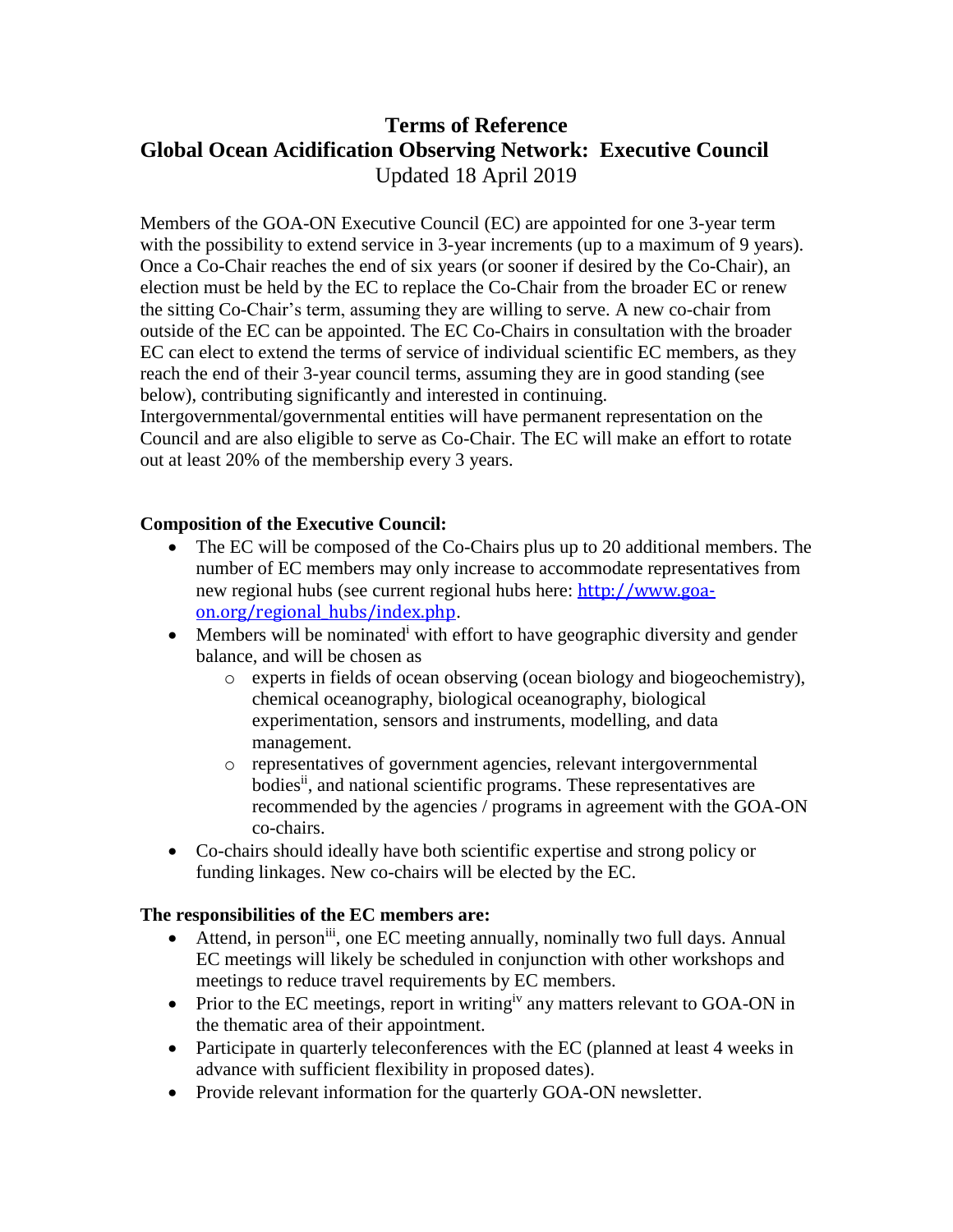# Terms of Reference
# Global Ocean Acidification Observing Network: Executive Council

Updated 18 April 2019

Members of the GOA-ON Executive Council (EC) are appointed for one 3-year term with the possibility to extend service in 3-year increments (up to a maximum of 9 years). Once a Co-Chair reaches the end of six years (or sooner if desired by the Co-Chair), an election must be held by the EC to replace the Co-Chair from the broader EC or renew the sitting Co-Chair's term, assuming they are willing to serve. A new co-chair from outside of the EC can be appointed. The EC Co-Chairs in consultation with the broader EC can elect to extend the terms of service of individual scientific EC members, as they reach the end of their 3-year council terms, assuming they are in good standing (see below), contributing significantly and interested in continuing. Intergovernmental/governmental entities will have permanent representation on the Council and are also eligible to serve as Co-Chair. The EC will make an effort to rotate out at least 20% of the membership every 3 years.

**Composition of the Executive Council:**

- The EC will be composed of the Co-Chairs plus up to 20 additional members. The number of EC members may only increase to accommodate representatives from new regional hubs (see current regional hubs here: http://www.goa-on.org/regional_hubs/index.php.
- Members will be nominated[i] with effort to have geographic diversity and gender balance, and will be chosen as
  - experts in fields of ocean observing (ocean biology and biogeochemistry), chemical oceanography, biological oceanography, biological experimentation, sensors and instruments, modelling, and data management.
  - representatives of government agencies, relevant intergovernmental bodies[ii], and national scientific programs. These representatives are recommended by the agencies / programs in agreement with the GOA-ON co-chairs.
- Co-chairs should ideally have both scientific expertise and strong policy or funding linkages. New co-chairs will be elected by the EC.

**The responsibilities of the EC members are:**

- Attend, in person[iii], one EC meeting annually, nominally two full days. Annual EC meetings will likely be scheduled in conjunction with other workshops and meetings to reduce travel requirements by EC members.
- Prior to the EC meetings, report in writing[iv] any matters relevant to GOA-ON in the thematic area of their appointment.
- Participate in quarterly teleconferences with the EC (planned at least 4 weeks in advance with sufficient flexibility in proposed dates).
- Provide relevant information for the quarterly GOA-ON newsletter.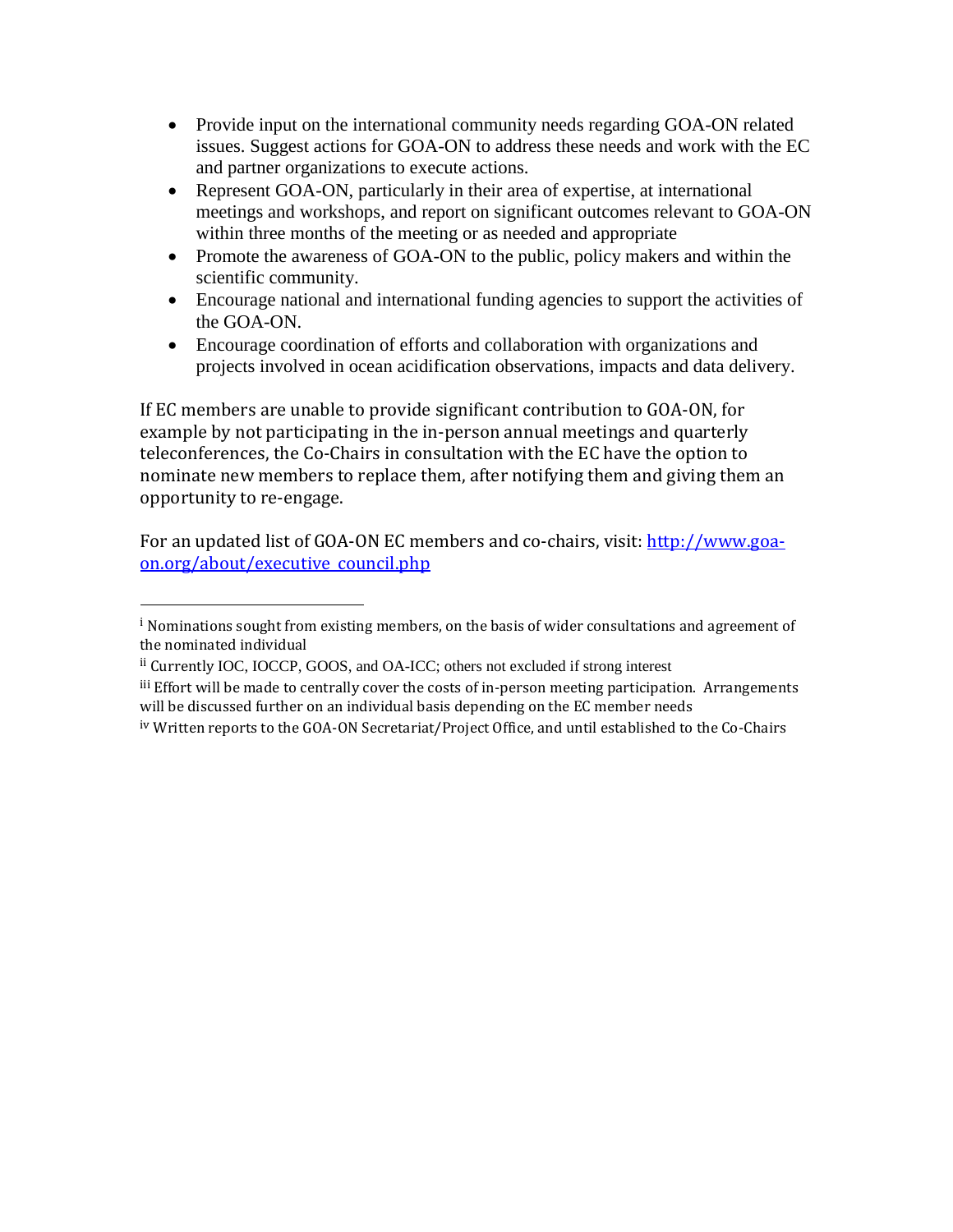- Provide input on the international community needs regarding GOA-ON related issues. Suggest actions for GOA-ON to address these needs and work with the EC and partner organizations to execute actions.
- Represent GOA-ON, particularly in their area of expertise, at international meetings and workshops, and report on significant outcomes relevant to GOA-ON within three months of the meeting or as needed and appropriate
- Promote the awareness of GOA-ON to the public, policy makers and within the scientific community.
- Encourage national and international funding agencies to support the activities of the GOA-ON.
- Encourage coordination of efforts and collaboration with organizations and projects involved in ocean acidification observations, impacts and data delivery.

If EC members are unable to provide significant contribution to GOA-ON, for example by not participating in the in-person annual meetings and quarterly teleconferences, the Co-Chairs in consultation with the EC have the option to nominate new members to replace them, after notifying them and giving them an opportunity to re-engage.

For an updated list of GOA-ON EC members and co-chairs, visit: [http://www.goa-on.org/about/executive_council.php](http://www.goa-on.org/about/executive_council.php)

---

[i] Nominations sought from existing members, on the basis of wider consultations and agreement of the nominated individual

[ii] Currently IOC, IOCCP, GOOS, and OA-ICC; others not excluded if strong interest

[iii] Effort will be made to centrally cover the costs of in-person meeting participation. Arrangements will be discussed further on an individual basis depending on the EC member needs

[iv] Written reports to the GOA-ON Secretariat/Project Office, and until established to the Co-Chairs